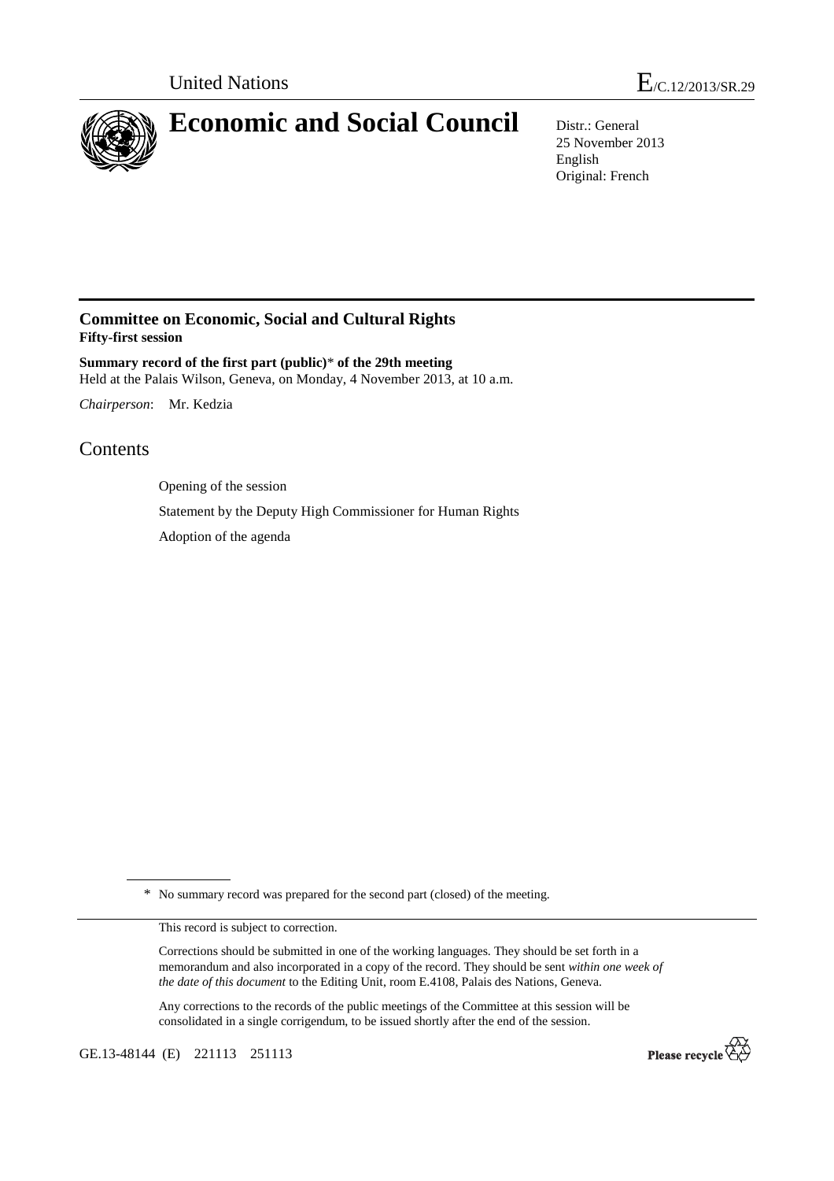United Nations

E/C.12/2013/SR.29

# Economic and Social Council

Distr.: General
25 November 2013
English
Original: French

## Committee on Economic, Social and Cultural Rights
**Fifty-first session**

**Summary record of the first part (public)\* of the 29th meeting**
Held at the Palais Wilson, Geneva, on Monday, 4 November 2013, at 10 a.m.

*Chairperson*: Mr. Kedzia

# Contents

Opening of the session

Statement by the Deputy High Commissioner for Human Rights

Adoption of the agenda

\* No summary record was prepared for the second part (closed) of the meeting.

This record is subject to correction.

Corrections should be submitted in one of the working languages. They should be set forth in a memorandum and also incorporated in a copy of the record. They should be sent *within one week of the date of this document* to the Editing Unit, room E.4108, Palais des Nations, Geneva.

Any corrections to the records of the public meetings of the Committee at this session will be consolidated in a single corrigendum, to be issued shortly after the end of the session.

GE.13-48144 (E) 221113 251113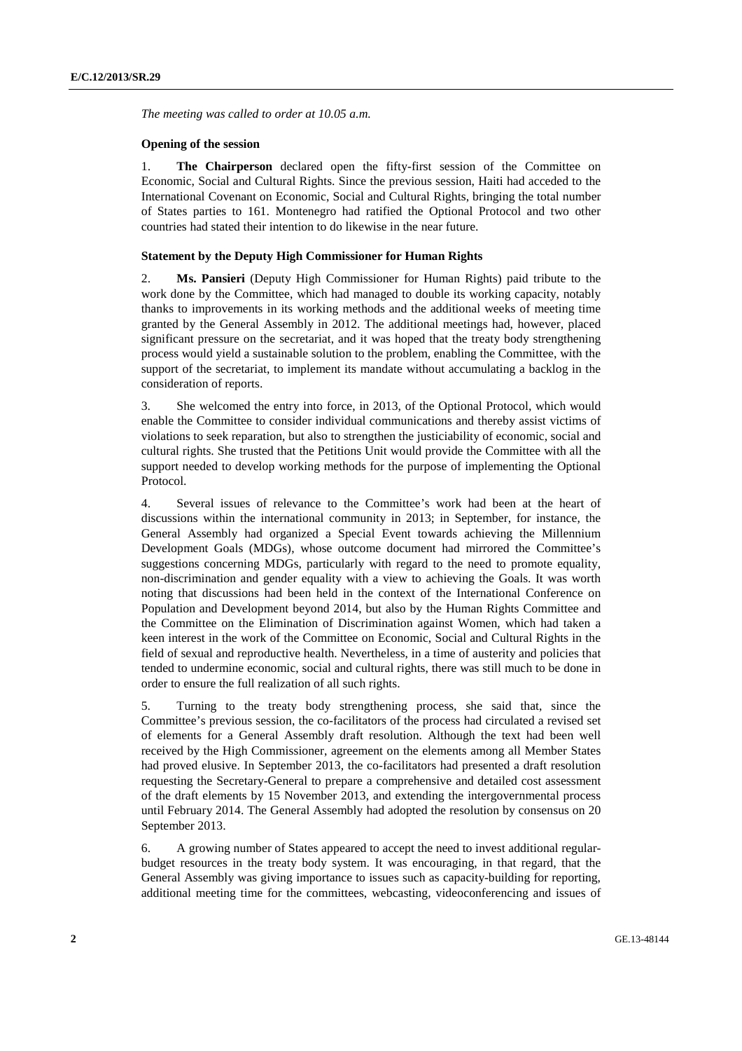*The meeting was called to order at 10.05 a.m.*

**Opening of the session**

1. **The Chairperson** declared open the fifty-first session of the Committee on Economic, Social and Cultural Rights. Since the previous session, Haiti had acceded to the International Covenant on Economic, Social and Cultural Rights, bringing the total number of States parties to 161. Montenegro had ratified the Optional Protocol and two other countries had stated their intention to do likewise in the near future.

**Statement by the Deputy High Commissioner for Human Rights**

2. **Ms. Pansieri** (Deputy High Commissioner for Human Rights) paid tribute to the work done by the Committee, which had managed to double its working capacity, notably thanks to improvements in its working methods and the additional weeks of meeting time granted by the General Assembly in 2012. The additional meetings had, however, placed significant pressure on the secretariat, and it was hoped that the treaty body strengthening process would yield a sustainable solution to the problem, enabling the Committee, with the support of the secretariat, to implement its mandate without accumulating a backlog in the consideration of reports.

3. She welcomed the entry into force, in 2013, of the Optional Protocol, which would enable the Committee to consider individual communications and thereby assist victims of violations to seek reparation, but also to strengthen the justiciability of economic, social and cultural rights. She trusted that the Petitions Unit would provide the Committee with all the support needed to develop working methods for the purpose of implementing the Optional Protocol.

4. Several issues of relevance to the Committee's work had been at the heart of discussions within the international community in 2013; in September, for instance, the General Assembly had organized a Special Event towards achieving the Millennium Development Goals (MDGs), whose outcome document had mirrored the Committee's suggestions concerning MDGs, particularly with regard to the need to promote equality, non-discrimination and gender equality with a view to achieving the Goals. It was worth noting that discussions had been held in the context of the International Conference on Population and Development beyond 2014, but also by the Human Rights Committee and the Committee on the Elimination of Discrimination against Women, which had taken a keen interest in the work of the Committee on Economic, Social and Cultural Rights in the field of sexual and reproductive health. Nevertheless, in a time of austerity and policies that tended to undermine economic, social and cultural rights, there was still much to be done in order to ensure the full realization of all such rights.

5. Turning to the treaty body strengthening process, she said that, since the Committee's previous session, the co-facilitators of the process had circulated a revised set of elements for a General Assembly draft resolution. Although the text had been well received by the High Commissioner, agreement on the elements among all Member States had proved elusive. In September 2013, the co-facilitators had presented a draft resolution requesting the Secretary-General to prepare a comprehensive and detailed cost assessment of the draft elements by 15 November 2013, and extending the intergovernmental process until February 2014. The General Assembly had adopted the resolution by consensus on 20 September 2013.

6. A growing number of States appeared to accept the need to invest additional regular-budget resources in the treaty body system. It was encouraging, in that regard, that the General Assembly was giving importance to issues such as capacity-building for reporting, additional meeting time for the committees, webcasting, videoconferencing and issues of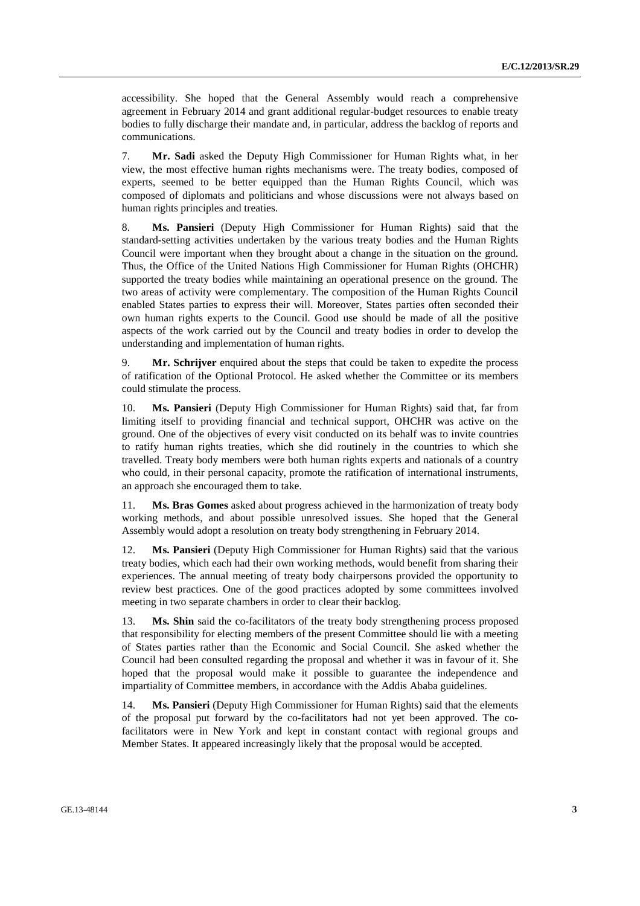accessibility. She hoped that the General Assembly would reach a comprehensive agreement in February 2014 and grant additional regular-budget resources to enable treaty bodies to fully discharge their mandate and, in particular, address the backlog of reports and communications.

7. **Mr. Sadi** asked the Deputy High Commissioner for Human Rights what, in her view, the most effective human rights mechanisms were. The treaty bodies, composed of experts, seemed to be better equipped than the Human Rights Council, which was composed of diplomats and politicians and whose discussions were not always based on human rights principles and treaties.

8. **Ms. Pansieri** (Deputy High Commissioner for Human Rights) said that the standard-setting activities undertaken by the various treaty bodies and the Human Rights Council were important when they brought about a change in the situation on the ground. Thus, the Office of the United Nations High Commissioner for Human Rights (OHCHR) supported the treaty bodies while maintaining an operational presence on the ground. The two areas of activity were complementary. The composition of the Human Rights Council enabled States parties to express their will. Moreover, States parties often seconded their own human rights experts to the Council. Good use should be made of all the positive aspects of the work carried out by the Council and treaty bodies in order to develop the understanding and implementation of human rights.

9. **Mr. Schrijver** enquired about the steps that could be taken to expedite the process of ratification of the Optional Protocol. He asked whether the Committee or its members could stimulate the process.

10. **Ms. Pansieri** (Deputy High Commissioner for Human Rights) said that, far from limiting itself to providing financial and technical support, OHCHR was active on the ground. One of the objectives of every visit conducted on its behalf was to invite countries to ratify human rights treaties, which she did routinely in the countries to which she travelled. Treaty body members were both human rights experts and nationals of a country who could, in their personal capacity, promote the ratification of international instruments, an approach she encouraged them to take.

11. **Ms. Bras Gomes** asked about progress achieved in the harmonization of treaty body working methods, and about possible unresolved issues. She hoped that the General Assembly would adopt a resolution on treaty body strengthening in February 2014.

12. **Ms. Pansieri** (Deputy High Commissioner for Human Rights) said that the various treaty bodies, which each had their own working methods, would benefit from sharing their experiences. The annual meeting of treaty body chairpersons provided the opportunity to review best practices. One of the good practices adopted by some committees involved meeting in two separate chambers in order to clear their backlog.

13. **Ms. Shin** said the co-facilitators of the treaty body strengthening process proposed that responsibility for electing members of the present Committee should lie with a meeting of States parties rather than the Economic and Social Council. She asked whether the Council had been consulted regarding the proposal and whether it was in favour of it. She hoped that the proposal would make it possible to guarantee the independence and impartiality of Committee members, in accordance with the Addis Ababa guidelines.

14. **Ms. Pansieri** (Deputy High Commissioner for Human Rights) said that the elements of the proposal put forward by the co-facilitators had not yet been approved. The co-facilitators were in New York and kept in constant contact with regional groups and Member States. It appeared increasingly likely that the proposal would be accepted.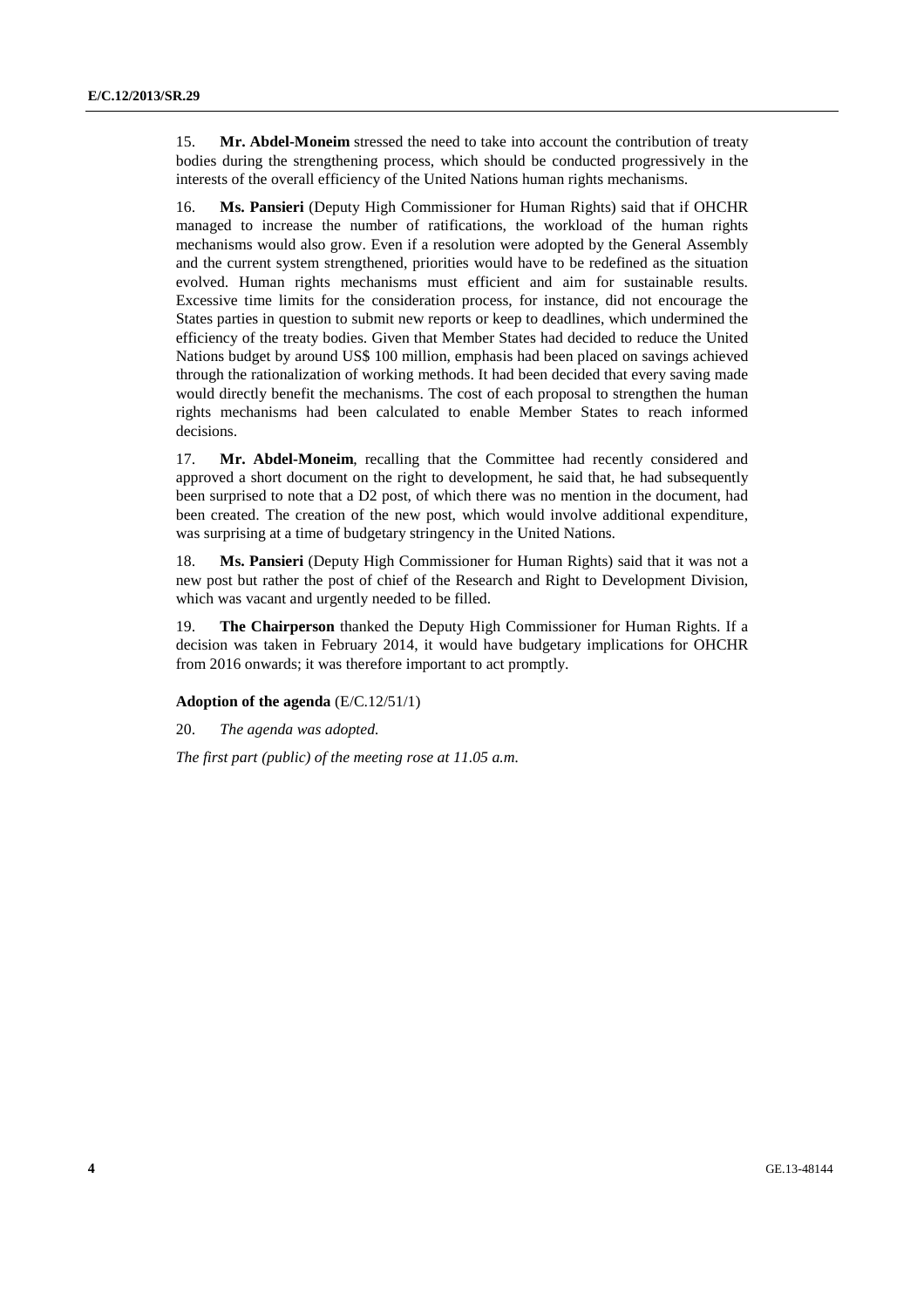15. **Mr. Abdel-Moneim** stressed the need to take into account the contribution of treaty bodies during the strengthening process, which should be conducted progressively in the interests of the overall efficiency of the United Nations human rights mechanisms.

16. **Ms. Pansieri** (Deputy High Commissioner for Human Rights) said that if OHCHR managed to increase the number of ratifications, the workload of the human rights mechanisms would also grow. Even if a resolution were adopted by the General Assembly and the current system strengthened, priorities would have to be redefined as the situation evolved. Human rights mechanisms must efficient and aim for sustainable results. Excessive time limits for the consideration process, for instance, did not encourage the States parties in question to submit new reports or keep to deadlines, which undermined the efficiency of the treaty bodies. Given that Member States had decided to reduce the United Nations budget by around US$ 100 million, emphasis had been placed on savings achieved through the rationalization of working methods. It had been decided that every saving made would directly benefit the mechanisms. The cost of each proposal to strengthen the human rights mechanisms had been calculated to enable Member States to reach informed decisions.

17. **Mr. Abdel-Moneim**, recalling that the Committee had recently considered and approved a short document on the right to development, he said that, he had subsequently been surprised to note that a D2 post, of which there was no mention in the document, had been created. The creation of the new post, which would involve additional expenditure, was surprising at a time of budgetary stringency in the United Nations.

18. **Ms. Pansieri** (Deputy High Commissioner for Human Rights) said that it was not a new post but rather the post of chief of the Research and Right to Development Division, which was vacant and urgently needed to be filled.

19. **The Chairperson** thanked the Deputy High Commissioner for Human Rights. If a decision was taken in February 2014, it would have budgetary implications for OHCHR from 2016 onwards; it was therefore important to act promptly.

**Adoption of the agenda** (E/C.12/51/1)

20. *The agenda was adopted.*

*The first part (public) of the meeting rose at 11.05 a.m.*